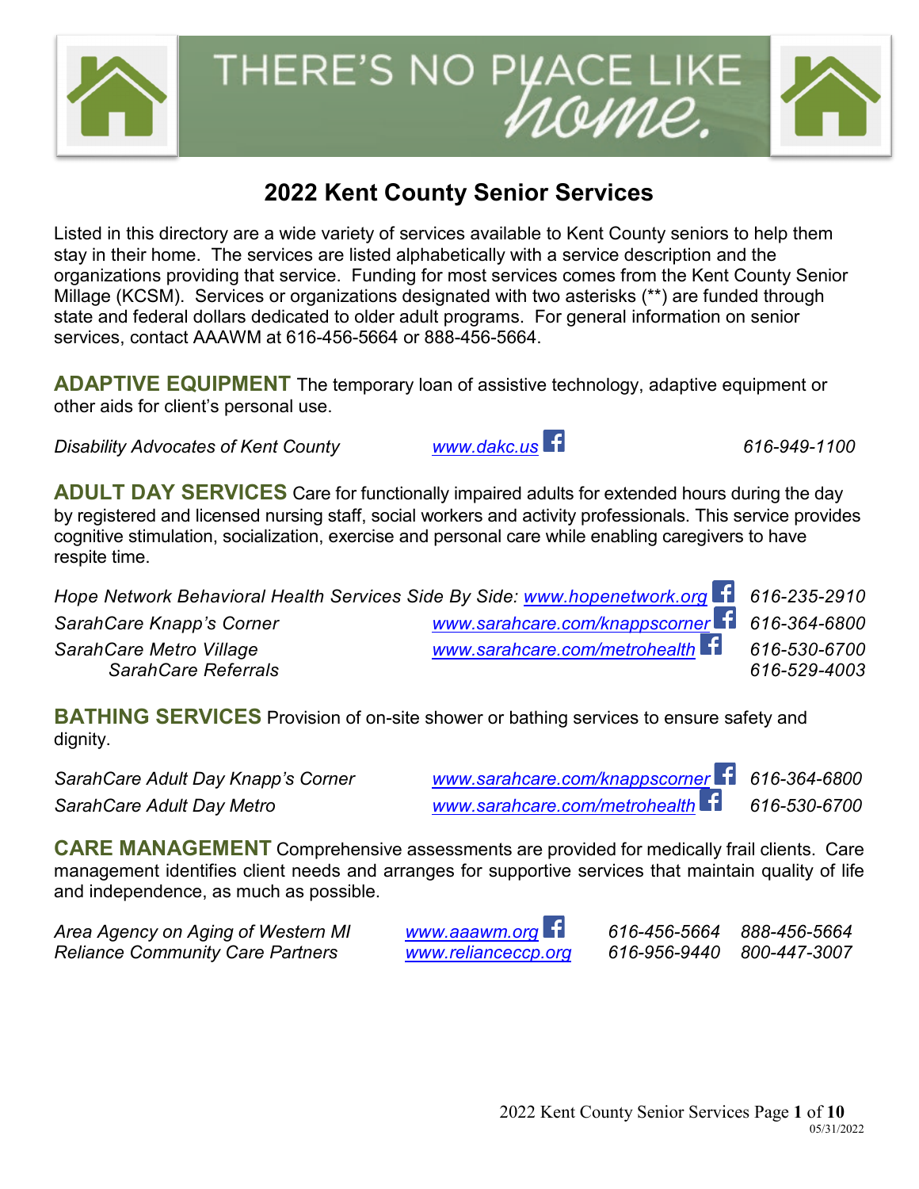THERE'S NO PLACE LIKE *home.*

# 2022 Kent County Senior Services

Listed in this directory are a wide variety of services available to Kent County seniors to help them stay in their home. The services are listed alphabetically with a service description and the organizations providing that service. Funding for most services comes from the Kent County Senior Millage (KCSM). Services or organizations designated with two asterisks (**) are funded through state and federal dollars dedicated to older adult programs. For general information on senior services, contact AAAWM at 616-456-5664 or 888-456-5664.

**ADAPTIVE EQUIPMENT** The temporary loan of assistive technology, adaptive equipment or other aids for client's personal use.

| | | |
|---|---|---|
| *Disability Advocates of Kent County* | *www.dakc.us* | *616-949-1100* |

**ADULT DAY SERVICES** Care for functionally impaired adults for extended hours during the day by registered and licensed nursing staff, social workers and activity professionals. This service provides cognitive stimulation, socialization, exercise and personal care while enabling caregivers to have respite time.

| | | |
|---|---|---|
| *Hope Network Behavioral Health Services Side By Side:* | *www.hopenetwork.org* | *616-235-2910* |
| *SarahCare Knapp's Corner* | *www.sarahcare.com/knappscorner* | *616-364-6800* |
| *SarahCare Metro Village* | *www.sarahcare.com/metrohealth* | *616-530-6700* |
| *SarahCare Referrals* | | *616-529-4003* |

**BATHING SERVICES** Provision of on-site shower or bathing services to ensure safety and dignity.

| | | |
|---|---|---|
| *SarahCare Adult Day Knapp's Corner* | *www.sarahcare.com/knappscorner* | *616-364-6800* |
| *SarahCare Adult Day Metro* | *www.sarahcare.com/metrohealth* | *616-530-6700* |

**CARE MANAGEMENT** Comprehensive assessments are provided for medically frail clients. Care management identifies client needs and arranges for supportive services that maintain quality of life and independence, as much as possible.

| | | | |
|---|---|---|---|
| *Area Agency on Aging of Western MI* | *www.aaawm.org* | *616-456-5664* | *888-456-5664* |
| *Reliance Community Care Partners* | *www.relianceccp.org* | *616-956-9440* | *800-447-3007* |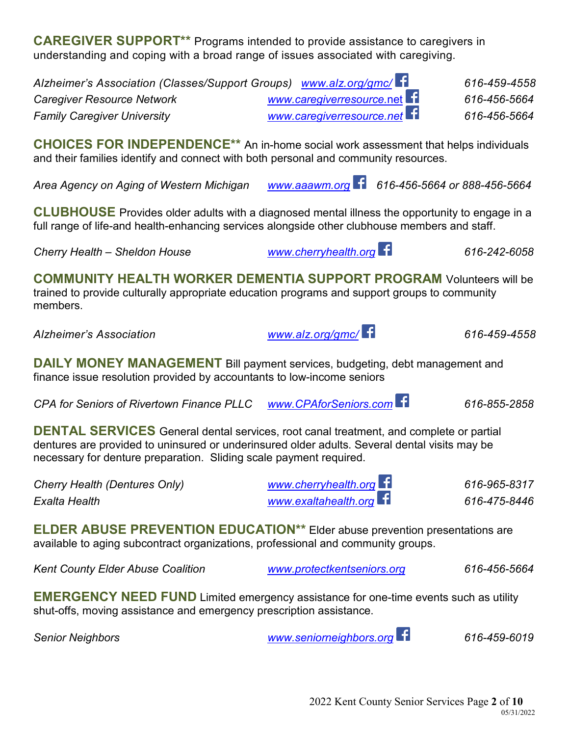**CAREGIVER SUPPORT**** Programs intended to provide assistance to caregivers in understanding and coping with a broad range of issues associated with caregiving.

*Alzheimer's Association (Classes/Support Groups)* *www.alz.org/gmc/* *616-459-4558*
*Caregiver Resource Network* *www.caregiverresource.net* *616-456-5664*
*Family Caregiver University* *www.caregiverresource.net* *616-456-5664*

**CHOICES FOR INDEPENDENCE**** An in-home social work assessment that helps individuals and their families identify and connect with both personal and community resources.

*Area Agency on Aging of Western Michigan* *www.aaawm.org* *616-456-5664 or 888-456-5664*

**CLUBHOUSE** Provides older adults with a diagnosed mental illness the opportunity to engage in a full range of life-and health-enhancing services alongside other clubhouse members and staff.

*Cherry Health – Sheldon House* *www.cherryhealth.org* *616-242-6058*

**COMMUNITY HEALTH WORKER DEMENTIA SUPPORT PROGRAM** Volunteers will be trained to provide culturally appropriate education programs and support groups to community members.

*Alzheimer's Association* *www.alz.org/gmc/* *616-459-4558*

**DAILY MONEY MANAGEMENT** Bill payment services, budgeting, debt management and finance issue resolution provided by accountants to low-income seniors

*CPA for Seniors of Rivertown Finance PLLC* *www.CPAforSeniors.com* *616-855-2858*

**DENTAL SERVICES** General dental services, root canal treatment, and complete or partial dentures are provided to uninsured or underinsured older adults. Several dental visits may be necessary for denture preparation. Sliding scale payment required.

*Cherry Health (Dentures Only)* *www.cherryhealth.org* *616-965-8317*
*Exalta Health* *www.exaltahealth.org* *616-475-8446*

**ELDER ABUSE PREVENTION EDUCATION**** Elder abuse prevention presentations are available to aging subcontract organizations, professional and community groups.

*Kent County Elder Abuse Coalition* *www.protectkentseniors.org* *616-456-5664*

**EMERGENCY NEED FUND** Limited emergency assistance for one-time events such as utility shut-offs, moving assistance and emergency prescription assistance.

*Senior Neighbors* *www.seniorneighbors.org* *616-459-6019*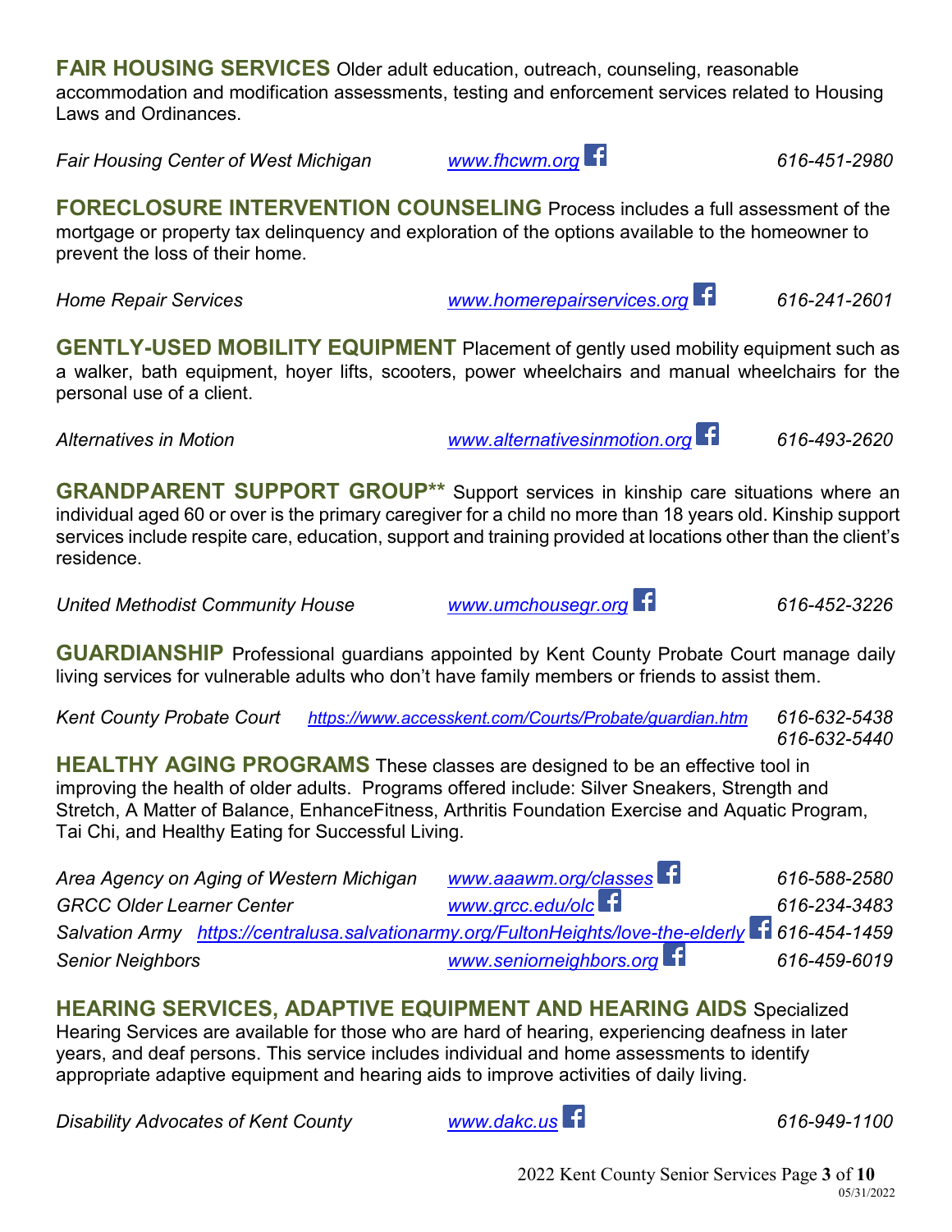**FAIR HOUSING SERVICES** Older adult education, outreach, counseling, reasonable accommodation and modification assessments, testing and enforcement services related to Housing Laws and Ordinances.

| | | |
|---|---|---|
| *Fair Housing Center of West Michigan* | *www.fhcwm.org* | *616-451-2980* |

**FORECLOSURE INTERVENTION COUNSELING** Process includes a full assessment of the mortgage or property tax delinquency and exploration of the options available to the homeowner to prevent the loss of their home.

| | | |
|---|---|---|
| *Home Repair Services* | *www.homerepairservices.org* | *616-241-2601* |

**GENTLY-USED MOBILITY EQUIPMENT** Placement of gently used mobility equipment such as a walker, bath equipment, hoyer lifts, scooters, power wheelchairs and manual wheelchairs for the personal use of a client.

| | | |
|---|---|---|
| *Alternatives in Motion* | *www.alternativesinmotion.org* | *616-493-2620* |

**GRANDPARENT SUPPORT GROUP**** Support services in kinship care situations where an individual aged 60 or over is the primary caregiver for a child no more than 18 years old. Kinship support services include respite care, education, support and training provided at locations other than the client's residence.

| | | |
|---|---|---|
| *United Methodist Community House* | *www.umchousegr.org* | *616-452-3226* |

**GUARDIANSHIP** Professional guardians appointed by Kent County Probate Court manage daily living services for vulnerable adults who don't have family members or friends to assist them.

| | | |
|---|---|---|
| *Kent County Probate Court* | *https://www.accesskent.com/Courts/Probate/guardian.htm* | *616-632-5438*<br>*616-632-5440* |

**HEALTHY AGING PROGRAMS** These classes are designed to be an effective tool in improving the health of older adults. Programs offered include: Silver Sneakers, Strength and Stretch, A Matter of Balance, EnhanceFitness, Arthritis Foundation Exercise and Aquatic Program, Tai Chi, and Healthy Eating for Successful Living.

| | | |
|---|---|---|
| *Area Agency on Aging of Western Michigan* | *www.aaawm.org/classes* | *616-588-2580* |
| *GRCC Older Learner Center* | *www.grcc.edu/olc* | *616-234-3483* |
| *Salvation Army* | *https://centralusa.salvationarmy.org/FultonHeights/love-the-elderly* | *616-454-1459* |
| *Senior Neighbors* | *www.seniorneighbors.org* | *616-459-6019* |

**HEARING SERVICES, ADAPTIVE EQUIPMENT AND HEARING AIDS** Specialized Hearing Services are available for those who are hard of hearing, experiencing deafness in later years, and deaf persons. This service includes individual and home assessments to identify appropriate adaptive equipment and hearing aids to improve activities of daily living.

| | | |
|---|---|---|
| *Disability Advocates of Kent County* | *www.dakc.us* | *616-949-1100* |

05/31/2022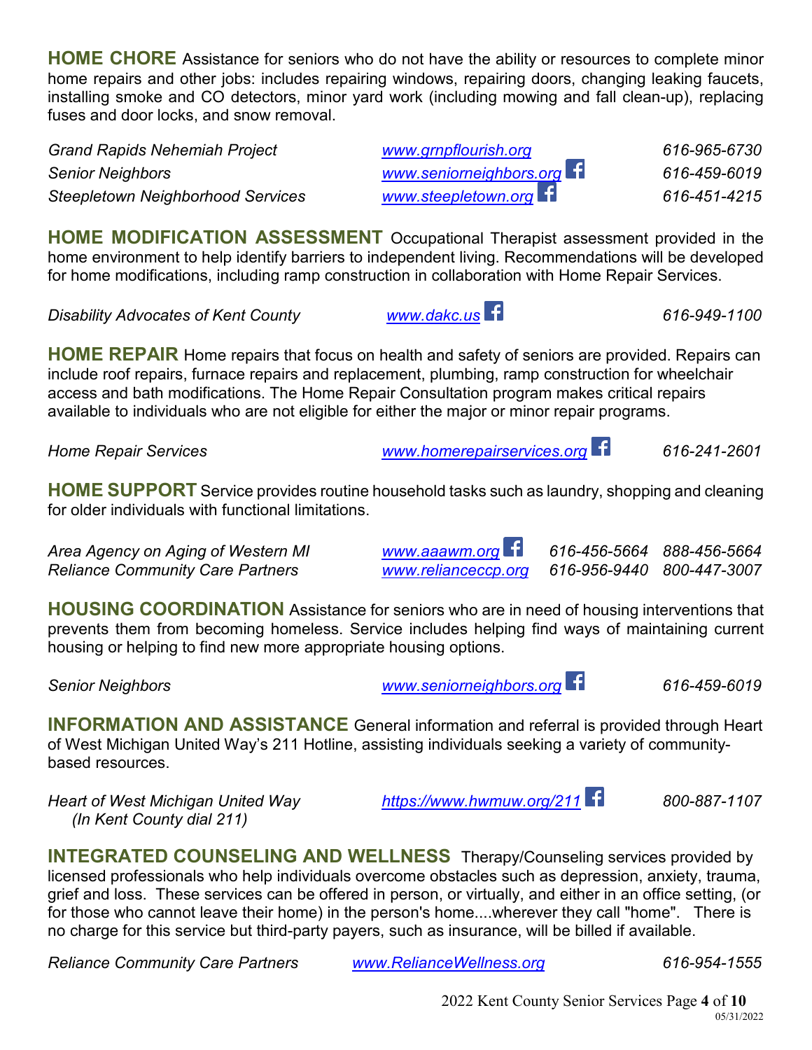**HOME CHORE** Assistance for seniors who do not have the ability or resources to complete minor home repairs and other jobs: includes repairing windows, repairing doors, changing leaking faucets, installing smoke and CO detectors, minor yard work (including mowing and fall clean-up), replacing fuses and door locks, and snow removal.

| | | |
|---|---|---|
| *Grand Rapids Nehemiah Project* | www.grnpflourish.org | *616-965-6730* |
| *Senior Neighbors* | www.seniorneighbors.org | *616-459-6019* |
| *Steepletown Neighborhood Services* | www.steepletown.org | *616-451-4215* |

**HOME MODIFICATION ASSESSMENT** Occupational Therapist assessment provided in the home environment to help identify barriers to independent living. Recommendations will be developed for home modifications, including ramp construction in collaboration with Home Repair Services.

| | | |
|---|---|---|
| *Disability Advocates of Kent County* | www.dakc.us | *616-949-1100* |

**HOME REPAIR** Home repairs that focus on health and safety of seniors are provided. Repairs can include roof repairs, furnace repairs and replacement, plumbing, ramp construction for wheelchair access and bath modifications. The Home Repair Consultation program makes critical repairs available to individuals who are not eligible for either the major or minor repair programs.

| | | |
|---|---|---|
| *Home Repair Services* | www.homerepairservices.org | *616-241-2601* |

**HOME SUPPORT** Service provides routine household tasks such as laundry, shopping and cleaning for older individuals with functional limitations.

| | | | |
|---|---|---|---|
| *Area Agency on Aging of Western MI* | www.aaawm.org | *616-456-5664* | *888-456-5664* |
| *Reliance Community Care Partners* | www.relianceccp.org | *616-956-9440* | *800-447-3007* |

**HOUSING COORDINATION** Assistance for seniors who are in need of housing interventions that prevents them from becoming homeless. Service includes helping find ways of maintaining current housing or helping to find new more appropriate housing options.

| | | |
|---|---|---|
| *Senior Neighbors* | www.seniorneighbors.org | *616-459-6019* |

**INFORMATION AND ASSISTANCE** General information and referral is provided through Heart of West Michigan United Way's 211 Hotline, assisting individuals seeking a variety of community-based resources.

| | | |
|---|---|---|
| *Heart of West Michigan United Way (In Kent County dial 211)* | https://www.hwmuw.org/211 | *800-887-1107* |

**INTEGRATED COUNSELING AND WELLNESS** Therapy/Counseling services provided by licensed professionals who help individuals overcome obstacles such as depression, anxiety, trauma, grief and loss. These services can be offered in person, or virtually, and either in an office setting, (or for those who cannot leave their home) in the person's home....wherever they call "home". There is no charge for this service but third-party payers, such as insurance, will be billed if available.

| | | |
|---|---|---|
| *Reliance Community Care Partners* | www.RelianceWellness.org | *616-954-1555* |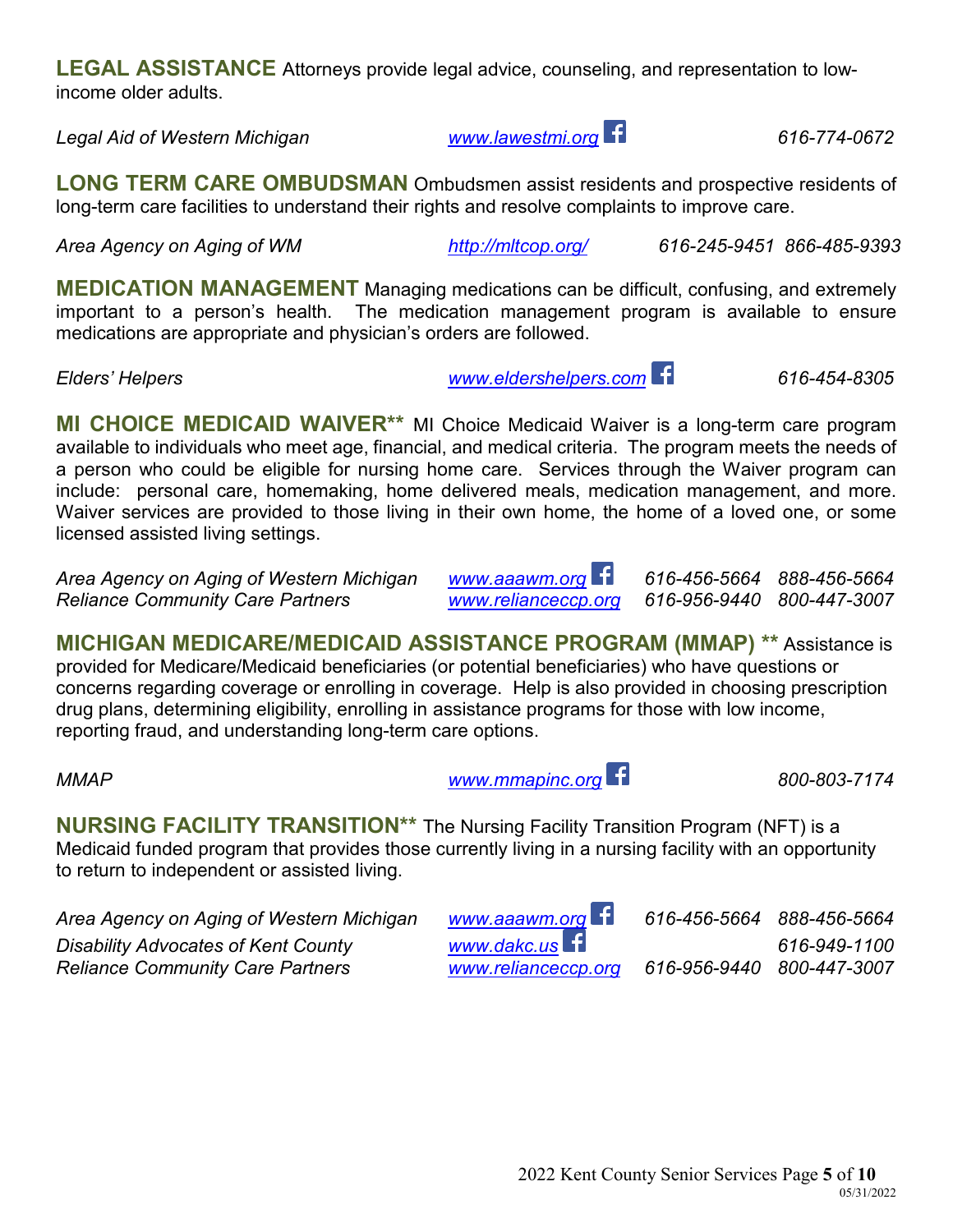**LEGAL ASSISTANCE** Attorneys provide legal advice, counseling, and representation to low-income older adults.

| | | | |
|---|---|---|---|
| *Legal Aid of Western Michigan* | *www.lawestmi.org* | | *616-774-0672* |

**LONG TERM CARE OMBUDSMAN** Ombudsmen assist residents and prospective residents of long-term care facilities to understand their rights and resolve complaints to improve care.

| | | | |
|---|---|---|---|
| *Area Agency on Aging of WM* | *http://mltcop.org/* | *616-245-9451* | *866-485-9393* |

**MEDICATION MANAGEMENT** Managing medications can be difficult, confusing, and extremely important to a person's health. The medication management program is available to ensure medications are appropriate and physician's orders are followed.

| | | | |
|---|---|---|---|
| *Elders' Helpers* | *www.eldershelpers.com* | | *616-454-8305* |

**MI CHOICE MEDICAID WAIVER**** MI Choice Medicaid Waiver is a long-term care program available to individuals who meet age, financial, and medical criteria. The program meets the needs of a person who could be eligible for nursing home care. Services through the Waiver program can include: personal care, homemaking, home delivered meals, medication management, and more. Waiver services are provided to those living in their own home, the home of a loved one, or some licensed assisted living settings.

| | | | |
|---|---|---|---|
| *Area Agency on Aging of Western Michigan* | *www.aaawm.org* | *616-456-5664* | *888-456-5664* |
| *Reliance Community Care Partners* | *www.relianceccp.org* | *616-956-9440* | *800-447-3007* |

**MICHIGAN MEDICARE/MEDICAID ASSISTANCE PROGRAM (MMAP) **** Assistance is provided for Medicare/Medicaid beneficiaries (or potential beneficiaries) who have questions or concerns regarding coverage or enrolling in coverage. Help is also provided in choosing prescription drug plans, determining eligibility, enrolling in assistance programs for those with low income, reporting fraud, and understanding long-term care options.

| | | | |
|---|---|---|---|
| *MMAP* | *www.mmapinc.org* | | *800-803-7174* |

**NURSING FACILITY TRANSITION**** The Nursing Facility Transition Program (NFT) is a Medicaid funded program that provides those currently living in a nursing facility with an opportunity to return to independent or assisted living.

| | | | |
|---|---|---|---|
| *Area Agency on Aging of Western Michigan* | *www.aaawm.org* | *616-456-5664* | *888-456-5664* |
| *Disability Advocates of Kent County* | *www.dakc.us* | | *616-949-1100* |
| *Reliance Community Care Partners* | *www.relianceccp.org* | *616-956-9440* | *800-447-3007* |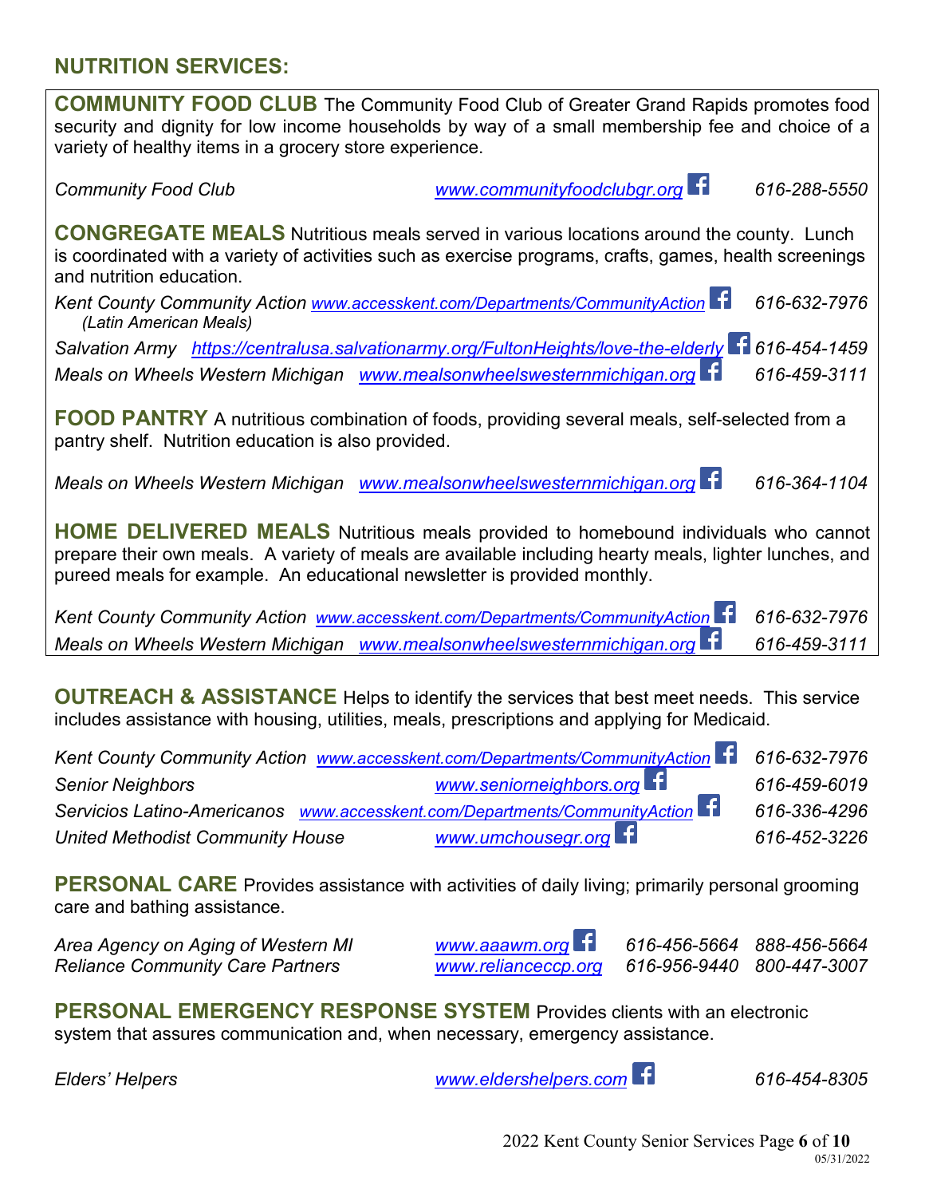## NUTRITION SERVICES:

**COMMUNITY FOOD CLUB** The Community Food Club of Greater Grand Rapids promotes food security and dignity for low income households by way of a small membership fee and choice of a variety of healthy items in a grocery store experience.

| | | |
|---|---|---|
| *Community Food Club* | *www.communityfoodclubgr.org* | *616-288-5550* |

**CONGREGATE MEALS** Nutritious meals served in various locations around the county. Lunch is coordinated with a variety of activities such as exercise programs, crafts, games, health screenings and nutrition education.

| | | |
|---|---|---|
| *Kent County Community Action (Latin American Meals)* | *www.accesskent.com/Departments/CommunityAction* | *616-632-7976* |
| *Salvation Army* | *https://centralusa.salvationarmy.org/FultonHeights/love-the-elderly* | *616-454-1459* |
| *Meals on Wheels Western Michigan* | *www.mealsonwheelswesternmichigan.org* | *616-459-3111* |

**FOOD PANTRY** A nutritious combination of foods, providing several meals, self-selected from a pantry shelf. Nutrition education is also provided.

| | | |
|---|---|---|
| *Meals on Wheels Western Michigan* | *www.mealsonwheelswesternmichigan.org* | *616-364-1104* |

**HOME DELIVERED MEALS** Nutritious meals provided to homebound individuals who cannot prepare their own meals. A variety of meals are available including hearty meals, lighter lunches, and pureed meals for example. An educational newsletter is provided monthly.

| | | |
|---|---|---|
| *Kent County Community Action* | *www.accesskent.com/Departments/CommunityAction* | *616-632-7976* |
| *Meals on Wheels Western Michigan* | *www.mealsonwheelswesternmichigan.org* | *616-459-3111* |

**OUTREACH & ASSISTANCE** Helps to identify the services that best meet needs. This service includes assistance with housing, utilities, meals, prescriptions and applying for Medicaid.

| | | |
|---|---|---|
| *Kent County Community Action* | *www.accesskent.com/Departments/CommunityAction* | *616-632-7976* |
| *Senior Neighbors* | *www.seniorneighbors.org* | *616-459-6019* |
| *Servicios Latino-Americanos* | *www.accesskent.com/Departments/CommunityAction* | *616-336-4296* |
| *United Methodist Community House* | *www.umchousegr.org* | *616-452-3226* |

**PERSONAL CARE** Provides assistance with activities of daily living; primarily personal grooming care and bathing assistance.

| | | | |
|---|---|---|---|
| *Area Agency on Aging of Western MI* | *www.aaawm.org* | *616-456-5664* | *888-456-5664* |
| *Reliance Community Care Partners* | *www.relianceccp.org* | *616-956-9440* | *800-447-3007* |

**PERSONAL EMERGENCY RESPONSE SYSTEM** Provides clients with an electronic system that assures communication and, when necessary, emergency assistance.

| | | |
|---|---|---|
| *Elders' Helpers* | *www.eldershelpers.com* | *616-454-8305* |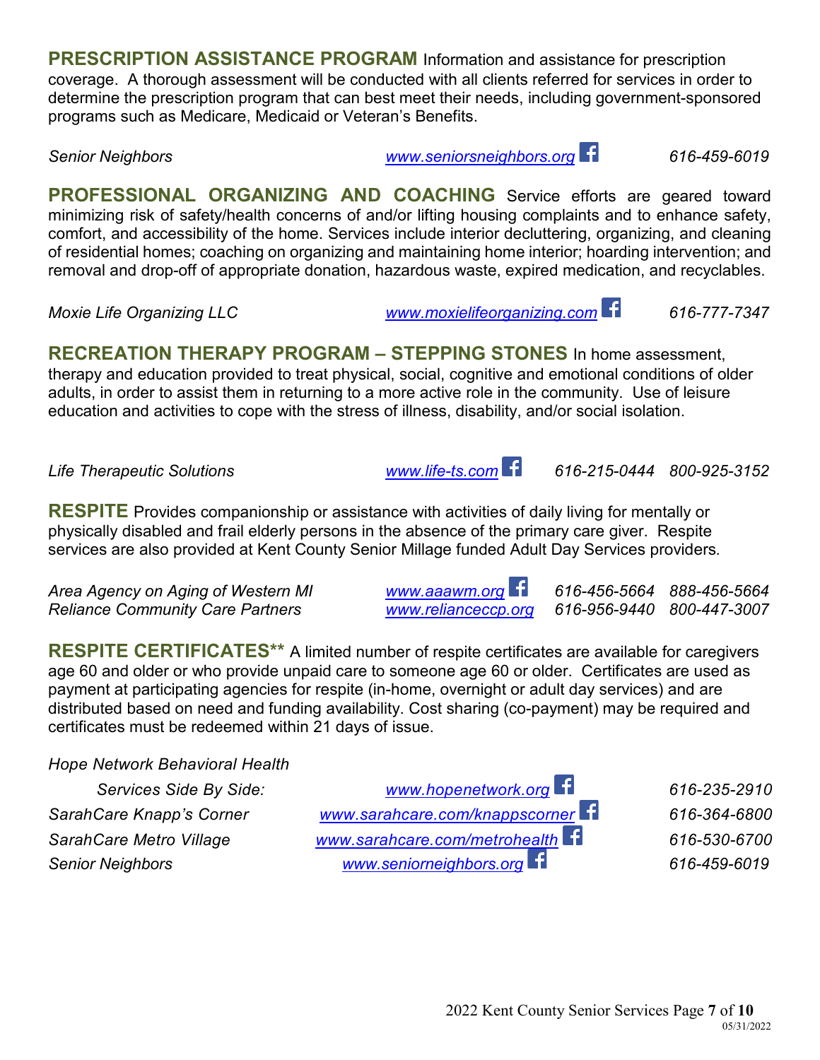**PRESCRIPTION ASSISTANCE PROGRAM** Information and assistance for prescription coverage. A thorough assessment will be conducted with all clients referred for services in order to determine the prescription program that can best meet their needs, including government-sponsored programs such as Medicare, Medicaid or Veteran's Benefits.

| | | |
|---|---|---|
| *Senior Neighbors* | *www.seniorsneighbors.org* | *616-459-6019* |

**PROFESSIONAL ORGANIZING AND COACHING** Service efforts are geared toward minimizing risk of safety/health concerns of and/or lifting housing complaints and to enhance safety, comfort, and accessibility of the home. Services include interior decluttering, organizing, and cleaning of residential homes; coaching on organizing and maintaining home interior; hoarding intervention; and removal and drop-off of appropriate donation, hazardous waste, expired medication, and recyclables.

| | | |
|---|---|---|
| *Moxie Life Organizing LLC* | *www.moxielifeorganizing.com* | *616-777-7347* |

**RECREATION THERAPY PROGRAM – STEPPING STONES** In home assessment, therapy and education provided to treat physical, social, cognitive and emotional conditions of older adults, in order to assist them in returning to a more active role in the community. Use of leisure education and activities to cope with the stress of illness, disability, and/or social isolation.

| | | | |
|---|---|---|---|
| *Life Therapeutic Solutions* | *www.life-ts.com* | *616-215-0444* | *800-925-3152* |

**RESPITE** Provides companionship or assistance with activities of daily living for mentally or physically disabled and frail elderly persons in the absence of the primary care giver. Respite services are also provided at Kent County Senior Millage funded Adult Day Services providers.

| | | | |
|---|---|---|---|
| *Area Agency on Aging of Western MI* | *www.aaawm.org* | *616-456-5664* | *888-456-5664* |
| *Reliance Community Care Partners* | *www.relianceccp.org* | *616-956-9440* | *800-447-3007* |

**RESPITE CERTIFICATES**** A limited number of respite certificates are available for caregivers age 60 and older or who provide unpaid care to someone age 60 or older. Certificates are used as payment at participating agencies for respite (in-home, overnight or adult day services) and are distributed based on need and funding availability. Cost sharing (co-payment) may be required and certificates must be redeemed within 21 days of issue.

| | | |
|---|---|---|
| *Hope Network Behavioral Health Services Side By Side:* | *www.hopenetwork.org* | *616-235-2910* |
| *SarahCare Knapp's Corner* | *www.sarahcare.com/knappscorner* | *616-364-6800* |
| *SarahCare Metro Village* | *www.sarahcare.com/metrohealth* | *616-530-6700* |
| *Senior Neighbors* | *www.seniorneighbors.org* | *616-459-6019* |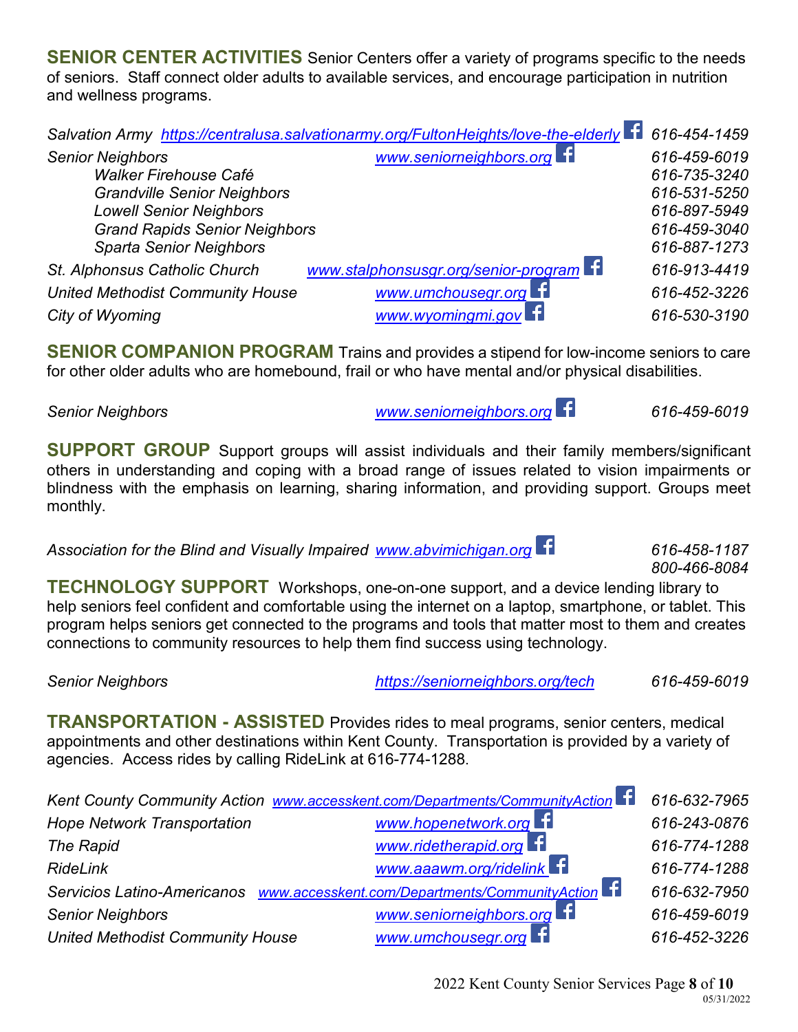**SENIOR CENTER ACTIVITIES** Senior Centers offer a variety of programs specific to the needs of seniors. Staff connect older adults to available services, and encourage participation in nutrition and wellness programs.

| | | |
|---|---|---|
| *Salvation Army* | *https://centralusa.salvationarmy.org/FultonHeights/love-the-elderly* | *616-454-1459* |
| *Senior Neighbors* | *www.seniorneighbors.org* | *616-459-6019* |
| *Walker Firehouse Café* | | *616-735-3240* |
| *Grandville Senior Neighbors* | | *616-531-5250* |
| *Lowell Senior Neighbors* | | *616-897-5949* |
| *Grand Rapids Senior Neighbors* | | *616-459-3040* |
| *Sparta Senior Neighbors* | | *616-887-1273* |
| *St. Alphonsus Catholic Church* | *www.stalphonsusgr.org/senior-program* | *616-913-4419* |
| *United Methodist Community House* | *www.umchousegr.org* | *616-452-3226* |
| *City of Wyoming* | *www.wyomingmi.gov* | *616-530-3190* |

**SENIOR COMPANION PROGRAM** Trains and provides a stipend for low-income seniors to care for other older adults who are homebound, frail or who have mental and/or physical disabilities.

| | | |
|---|---|---|
| *Senior Neighbors* | *www.seniorneighbors.org* | *616-459-6019* |

**SUPPORT GROUP** Support groups will assist individuals and their family members/significant others in understanding and coping with a broad range of issues related to vision impairments or blindness with the emphasis on learning, sharing information, and providing support. Groups meet monthly.

| | | |
|---|---|---|
| *Association for the Blind and Visually Impaired* | *www.abvimichigan.org* | *616-458-1187*<br>*800-466-8084* |

**TECHNOLOGY SUPPORT** Workshops, one-on-one support, and a device lending library to help seniors feel confident and comfortable using the internet on a laptop, smartphone, or tablet. This program helps seniors get connected to the programs and tools that matter most to them and creates connections to community resources to help them find success using technology.

| | | |
|---|---|---|
| *Senior Neighbors* | *https://seniorneighbors.org/tech* | *616-459-6019* |

**TRANSPORTATION - ASSISTED** Provides rides to meal programs, senior centers, medical appointments and other destinations within Kent County. Transportation is provided by a variety of agencies. Access rides by calling RideLink at 616-774-1288.

| | | |
|---|---|---|
| *Kent County Community Action* | *www.accesskent.com/Departments/CommunityAction* | *616-632-7965* |
| *Hope Network Transportation* | *www.hopenetwork.org* | *616-243-0876* |
| *The Rapid* | *www.ridetherapid.org* | *616-774-1288* |
| *RideLink* | *www.aaawm.org/ridelink* | *616-774-1288* |
| *Servicios Latino-Americanos* | *www.accesskent.com/Departments/CommunityAction* | *616-632-7950* |
| *Senior Neighbors* | *www.seniorneighbors.org* | *616-459-6019* |
| *United Methodist Community House* | *www.umchousegr.org* | *616-452-3226* |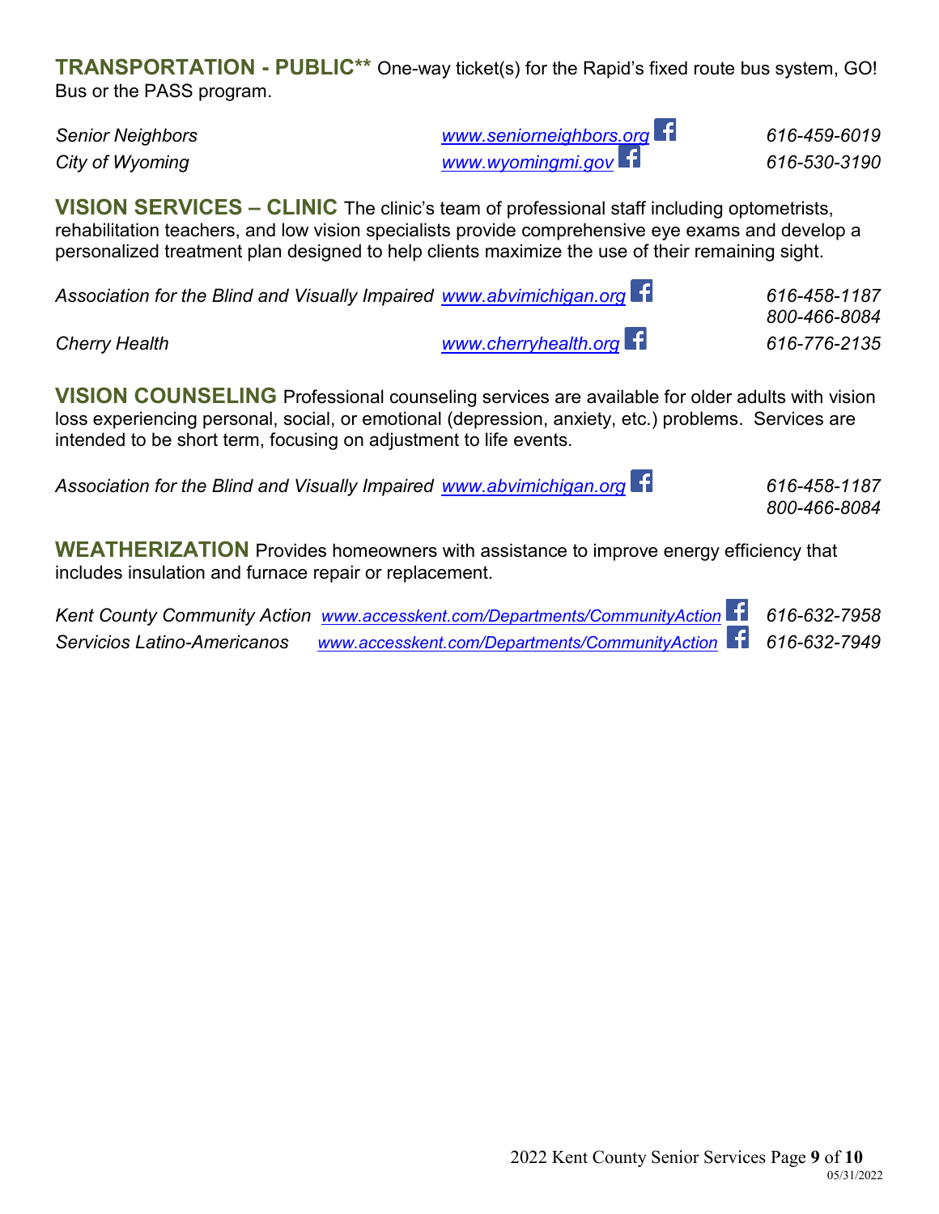**TRANSPORTATION - PUBLIC**** One-way ticket(s) for the Rapid's fixed route bus system, GO! Bus or the PASS program.

| | | |
|---|---|---|
| *Senior Neighbors* | *www.seniorneighbors.org* | *616-459-6019* |
| *City of Wyoming* | *www.wyomingmi.gov* | *616-530-3190* |

**VISION SERVICES – CLINIC** The clinic's team of professional staff including optometrists, rehabilitation teachers, and low vision specialists provide comprehensive eye exams and develop a personalized treatment plan designed to help clients maximize the use of their remaining sight.

| | | |
|---|---|---|
| *Association for the Blind and Visually Impaired* | *www.abvimichigan.org* | *616-458-1187*<br>*800-466-8084* |
| *Cherry Health* | *www.cherryhealth.org* | *616-776-2135* |

**VISION COUNSELING** Professional counseling services are available for older adults with vision loss experiencing personal, social, or emotional (depression, anxiety, etc.) problems. Services are intended to be short term, focusing on adjustment to life events.

| | | |
|---|---|---|
| *Association for the Blind and Visually Impaired* | *www.abvimichigan.org* | *616-458-1187*<br>*800-466-8084* |

**WEATHERIZATION** Provides homeowners with assistance to improve energy efficiency that includes insulation and furnace repair or replacement.

| | | |
|---|---|---|
| *Kent County Community Action* | *www.accesskent.com/Departments/CommunityAction* | *616-632-7958* |
| *Servicios Latino-Americanos* | *www.accesskent.com/Departments/CommunityAction* | *616-632-7949* |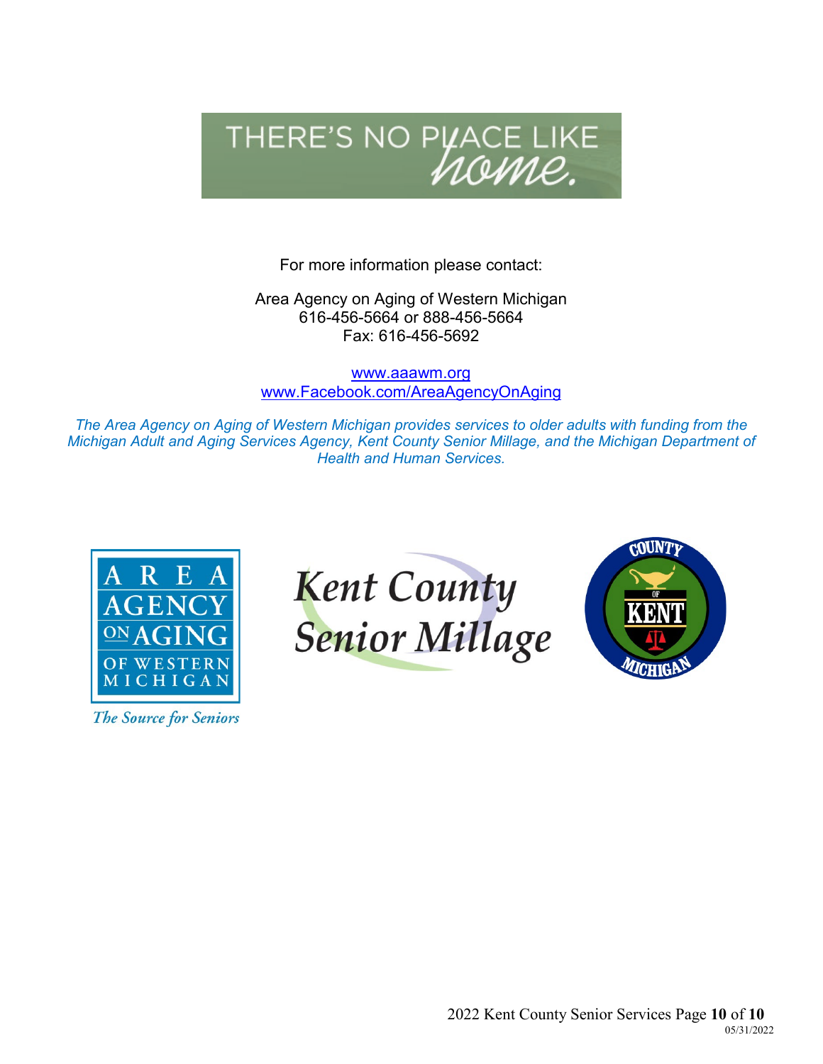THERE'S NO PLACE LIKE *home.*

For more information please contact:

Area Agency on Aging of Western Michigan
616-456-5664 or 888-456-5664
Fax: 616-456-5692

[www.aaawm.org](http://www.aaawm.org)
[www.Facebook.com/AreaAgencyOnAging](http://www.Facebook.com/AreaAgencyOnAging)

*The Area Agency on Aging of Western Michigan provides services to older adults with funding from the Michigan Adult and Aging Services Agency, Kent County Senior Millage, and the Michigan Department of Health and Human Services.*

AREA AGENCY ON AGING OF WESTERN MICHIGAN
*The Source for Seniors*

Kent County Senior Millage

COUNTY OF KENT MICHIGAN